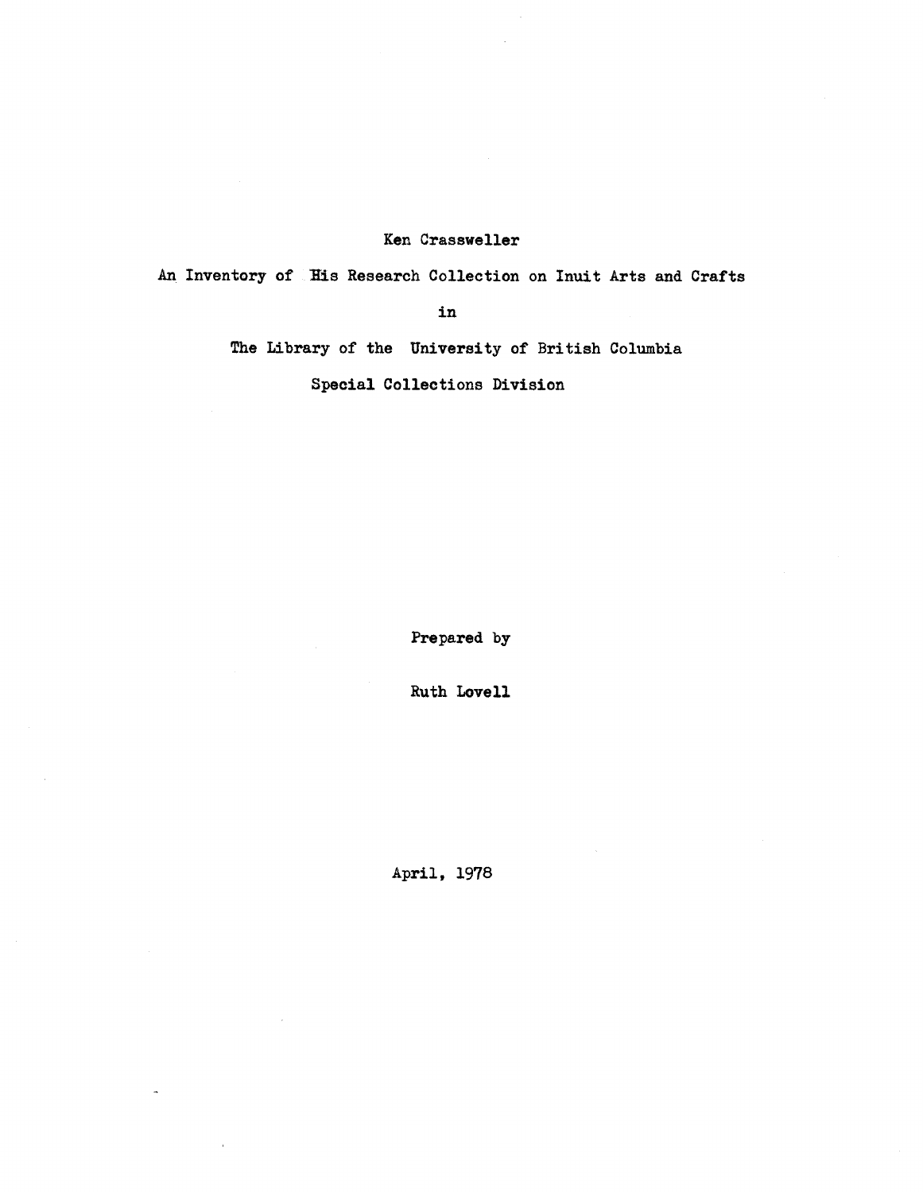# Ken Crassweller

## An Inventory of His Research Collection on Inuit Arts and Crafts

in

The Library of the University of British Columbia

Special Collections Division

Prepared by

Ruth Lovell

April, 1978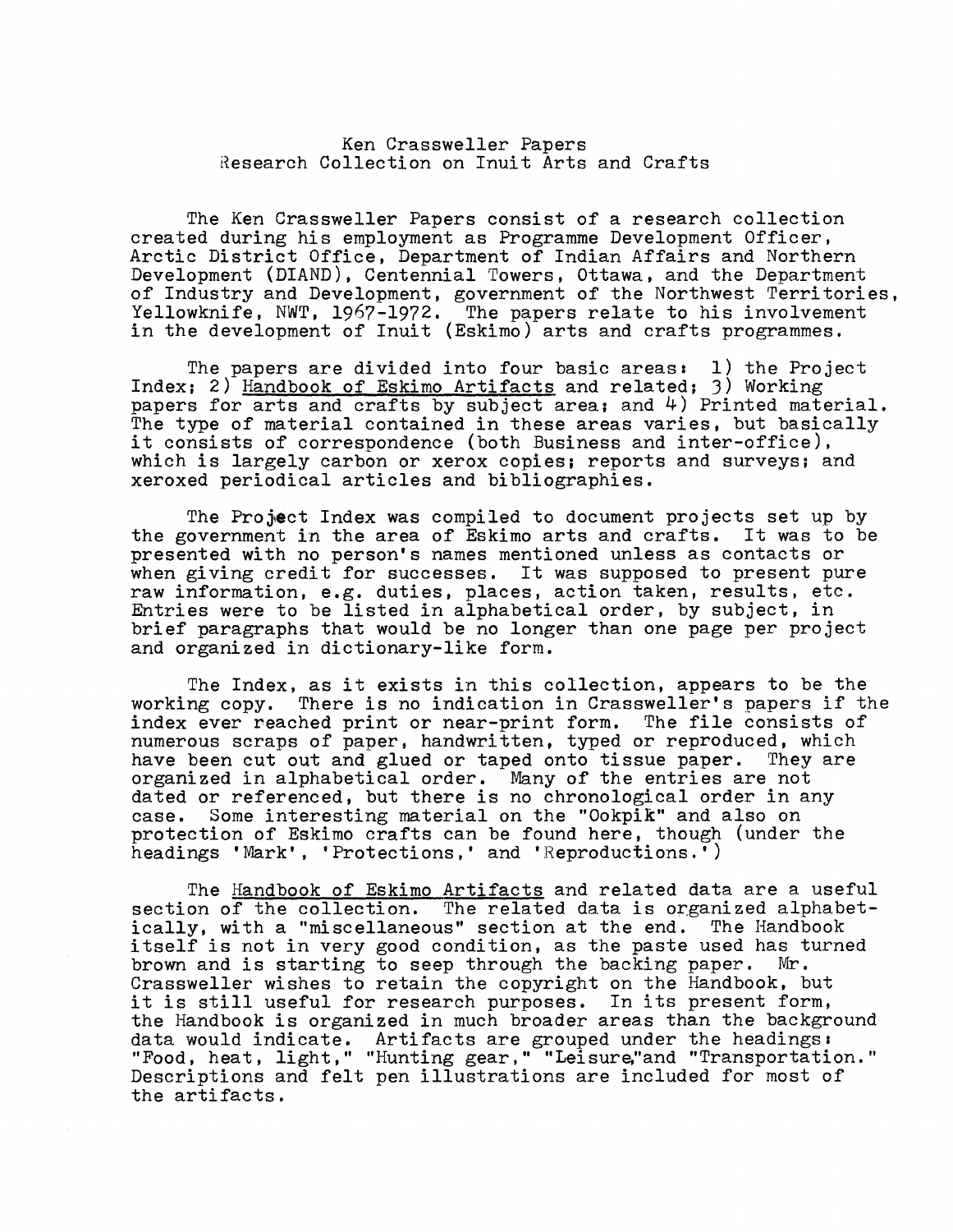# Ken Crassweller Papers
## Research Collection on Inuit Arts and Crafts

The Ken Crassweller Papers consist of a research collection created during his employment as Programme Development Officer, Arctic District Office, Department of Indian Affairs and Northern Development (DIAND), Centennial Towers, Ottawa, and the Department of Industry and Development, government of the Northwest Territories, Yellowknife, NWT, 1967-1972. The papers relate to his involvement in the development of Inuit (Eskimo) arts and crafts programmes.

The papers are divided into four basic areas: 1) the Project Index; 2) Handbook of Eskimo Artifacts and related; 3) Working papers for arts and crafts by subject area; and 4) Printed material. The type of material contained in these areas varies, but basically it consists of correspondence (both Business and inter-office), which is largely carbon or xerox copies; reports and surveys; and xeroxed periodical articles and bibliographies.

The Project Index was compiled to document projects set up by the government in the area of Eskimo arts and crafts. It was to be presented with no person's names mentioned unless as contacts or when giving credit for successes. It was supposed to present pure raw information, e.g. duties, places, action taken, results, etc. Entries were to be listed in alphabetical order, by subject, in brief paragraphs that would be no longer than one page per project and organized in dictionary-like form.

The Index, as it exists in this collection, appears to be the working copy. There is no indication in Crassweller's papers if the index ever reached print or near-print form. The file consists of numerous scraps of paper, handwritten, typed or reproduced, which have been cut out and glued or taped onto tissue paper. They are organized in alphabetical order. Many of the entries are not dated or referenced, but there is no chronological order in any case. Some interesting material on the "Ookpik" and also on protection of Eskimo crafts can be found here, though (under the headings 'Mark', 'Protections,' and 'Reproductions.')

The Handbook of Eskimo Artifacts and related data are a useful section of the collection. The related data is organized alphabetically, with a "miscellaneous" section at the end. The Handbook itself is not in very good condition, as the paste used has turned brown and is starting to seep through the backing paper. Mr. Crassweller wishes to retain the copyright on the Handbook, but it is still useful for research purposes. In its present form, the Handbook is organized in much broader areas than the background data would indicate. Artifacts are grouped under the headings: "Food, heat, light," "Hunting gear," "Leisure,"and "Transportation." Descriptions and felt pen illustrations are included for most of the artifacts.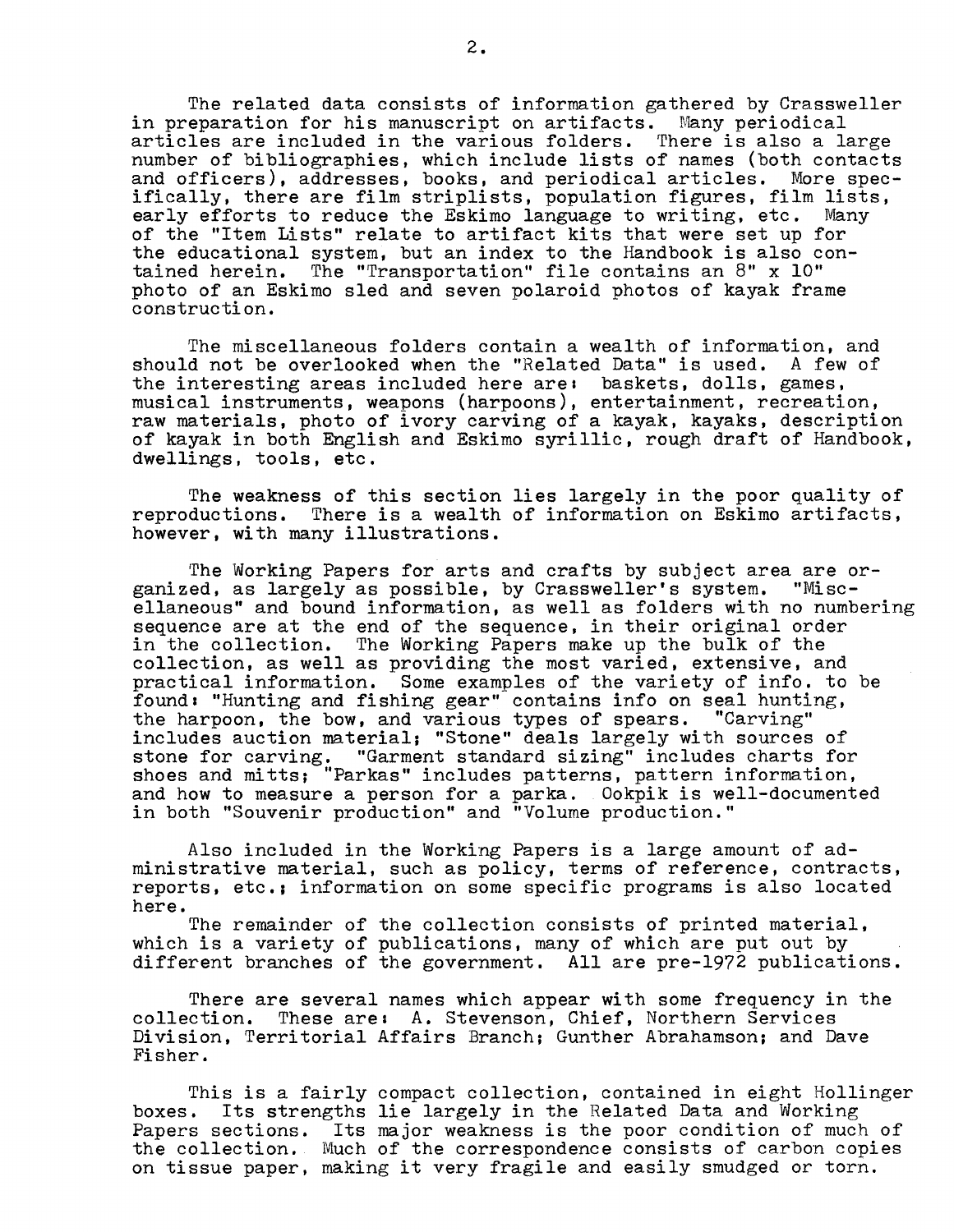The related data consists of information gathered by Crassweller in preparation for his manuscript on artifacts. Many periodical articles are included in the various folders. There is also a large number of bibliographies, which include lists of names (both contacts and officers), addresses, books, and periodical articles. More specifically, there are film striplists, population figures, film lists, early efforts to reduce the Eskimo language to writing, etc. Many of the "Item Lists" relate to artifact kits that were set up for the educational system, but an index to the Handbook is also contained herein. The "Transportation" file contains an 8" x 10" photo of an Eskimo sled and seven polaroid photos of kayak frame construction.

The miscellaneous folders contain a wealth of information, and should not be overlooked when the "Related Data" is used. A few of the interesting areas included here are: baskets, dolls, games, musical instruments, weapons (harpoons), entertainment, recreation, raw materials, photo of ivory carving of a kayak, kayaks, description of kayak in both English and Eskimo syrillic, rough draft of Handbook, dwellings, tools, etc.

The weakness of this section lies largely in the poor quality of reproductions. There is a wealth of information on Eskimo artifacts, however, with many illustrations.

The Working Papers for arts and crafts by subject area are organized, as largely as possible, by Crassweller's system. "Miscellaneous" and bound information, as well as folders with no numbering sequence are at the end of the sequence, in their original order in the collection. The Working Papers make up the bulk of the collection, as well as providing the most varied, extensive, and practical information. Some examples of the variety of info. to be found: "Hunting and fishing gear" contains info on seal hunting, the harpoon, the bow, and various types of spears. "Carving" includes auction material; "Stone" deals largely with sources of stone for carving. "Garment standard sizing" includes charts for shoes and mitts; "Parkas" includes patterns, pattern information, and how to measure a person for a parka. Ookpik is well-documented in both "Souvenir production" and "Volume production."

Also included in the Working Papers is a large amount of administrative material, such as policy, terms of reference, contracts, reports, etc.; information on some specific programs is also located here.

The remainder of the collection consists of printed material, which is a variety of publications, many of which are put out by different branches of the government. All are pre-1972 publications.

There are several names which appear with some frequency in the collection. These are: A. Stevenson, Chief, Northern Services Division, Territorial Affairs Branch; Gunther Abrahamson; and Dave Fisher.

This is a fairly compact collection, contained in eight Hollinger boxes. Its strengths lie largely in the Related Data and Working Papers sections. Its major weakness is the poor condition of much of the collection. Much of the correspondence consists of carbon copies on tissue paper, making it very fragile and easily smudged or torn.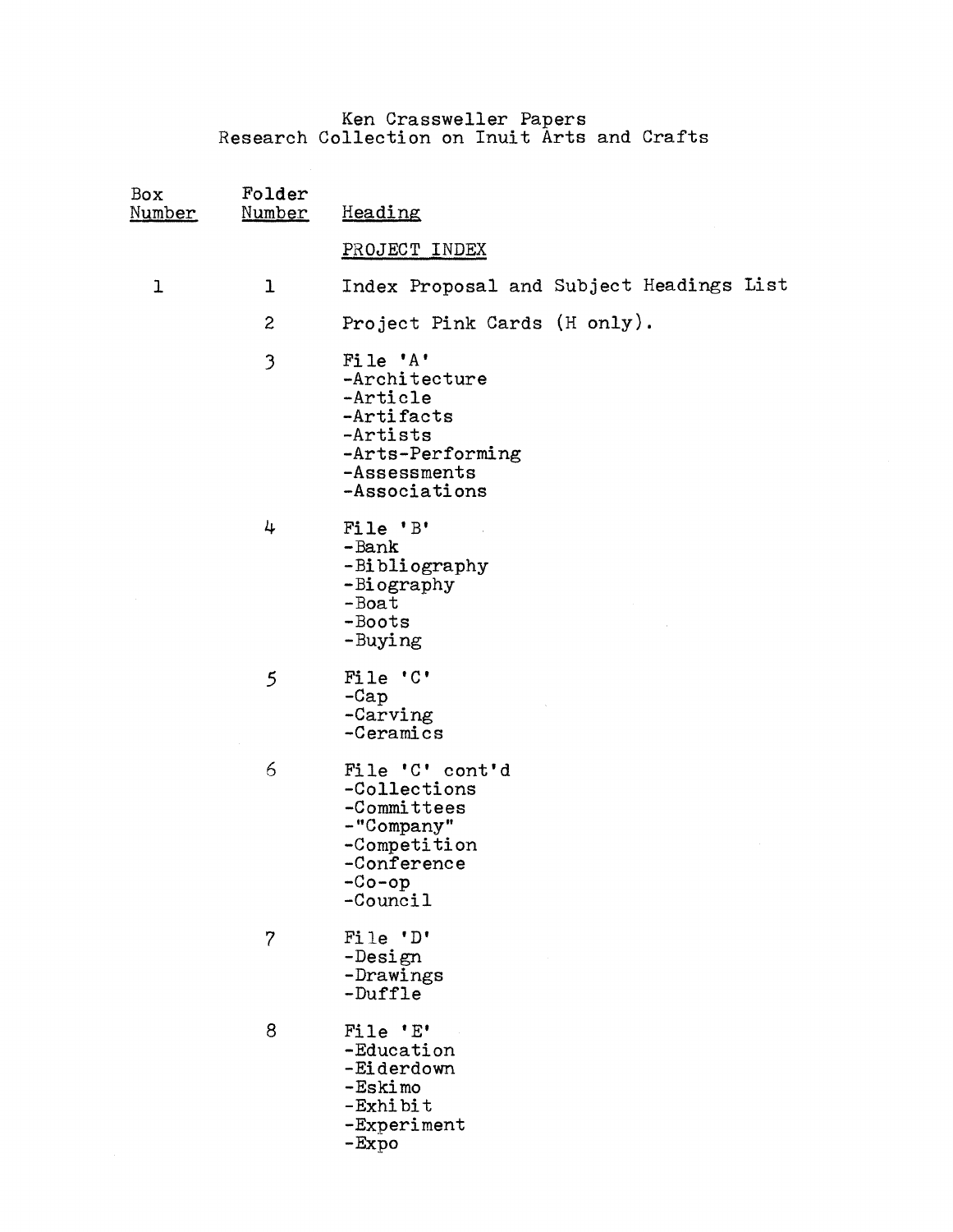# Ken Crassweller Papers
## Research Collection on Inuit Arts and Crafts

| Box Number | Folder Number | Heading |
|---|---|---|
| | | PROJECT INDEX |
| 1 | 1 | Index Proposal and Subject Headings List |
| | 2 | Project Pink Cards (H only). |
| | 3 | File 'A'<br>-Architecture<br>-Article<br>-Artifacts<br>-Artists<br>-Arts-Performing<br>-Assessments<br>-Associations |
| | 4 | File 'B'<br>-Bank<br>-Bibliography<br>-Biography<br>-Boat<br>-Boots<br>-Buying |
| | 5 | File 'C'<br>-Cap<br>-Carving<br>-Ceramics |
| | 6 | File 'C' cont'd<br>-Collections<br>-Committees<br>-"Company"<br>-Competition<br>-Conference<br>-Co-op<br>-Council |
| | 7 | File 'D'<br>-Design<br>-Drawings<br>-Duffle |
| | 8 | File 'E'<br>-Education<br>-Eiderdown<br>-Eskimo<br>-Exhibit<br>-Experiment<br>-Expo |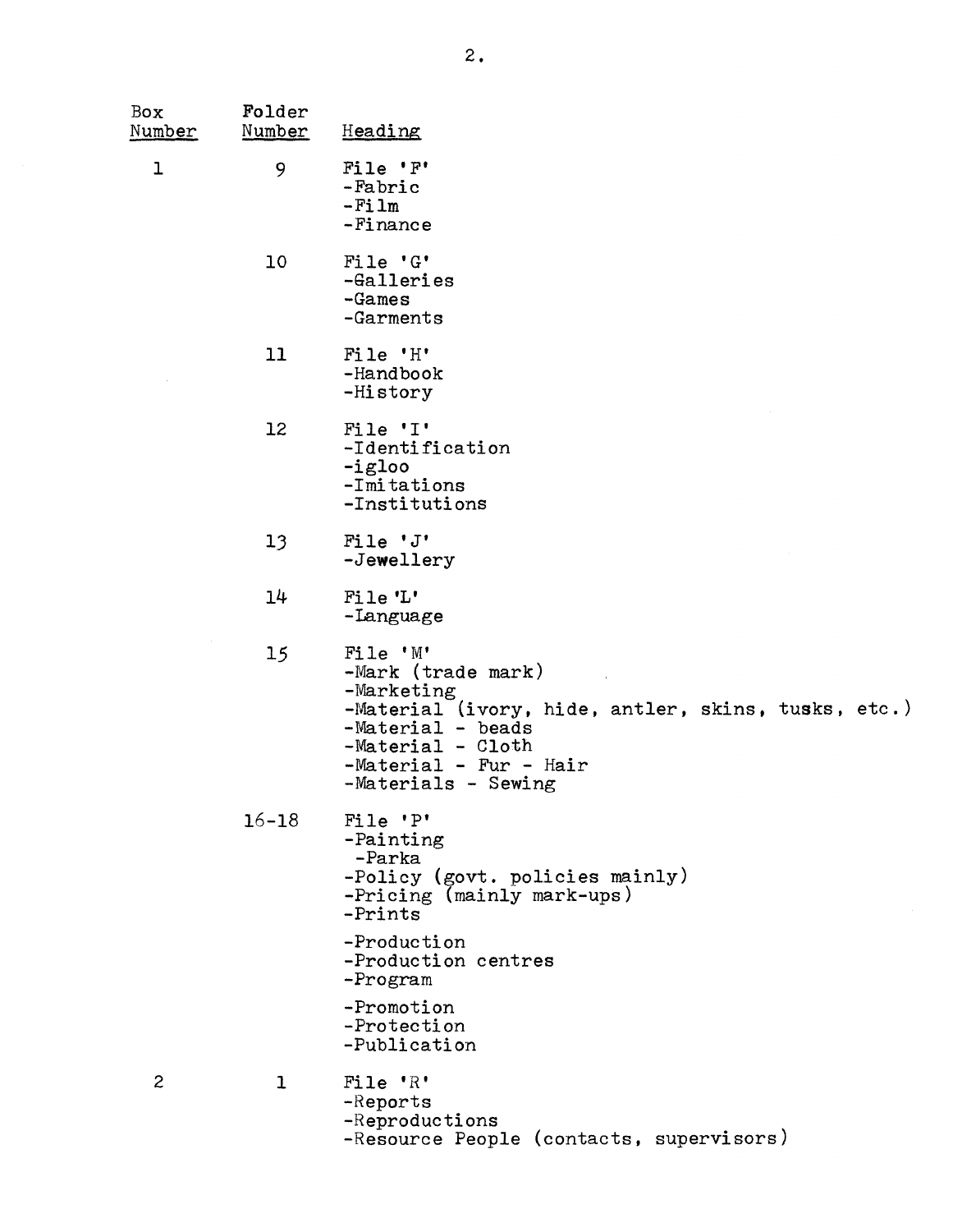| Box Number | Folder Number | Heading |
| --- | --- | --- |
| 1 | 9 | File 'F'<br>-Fabric<br>-Film<br>-Finance |
| | 10 | File 'G'<br>-Galleries<br>-Games<br>-Garments |
| | 11 | File 'H'<br>-Handbook<br>-History |
| | 12 | File 'I'<br>-Identification<br>-igloo<br>-Imitations<br>-Institutions |
| | 13 | File 'J'<br>-Jewellery |
| | 14 | File 'L'<br>-Language |
| | 15 | File 'M'<br>-Mark (trade mark)<br>-Marketing<br>-Material (ivory, hide, antler, skins, tusks, etc.)<br>-Material - beads<br>-Material - Cloth<br>-Material - Fur - Hair<br>-Materials - Sewing |
| | 16-18 | File 'P'<br>-Painting<br>-Parka<br>-Policy (govt. policies mainly)<br>-Pricing (mainly mark-ups)<br>-Prints<br>-Production<br>-Production centres<br>-Program<br>-Promotion<br>-Protection<br>-Publication |
| 2 | 1 | File 'R'<br>-Reports<br>-Reproductions<br>-Resource People (contacts, supervisors) |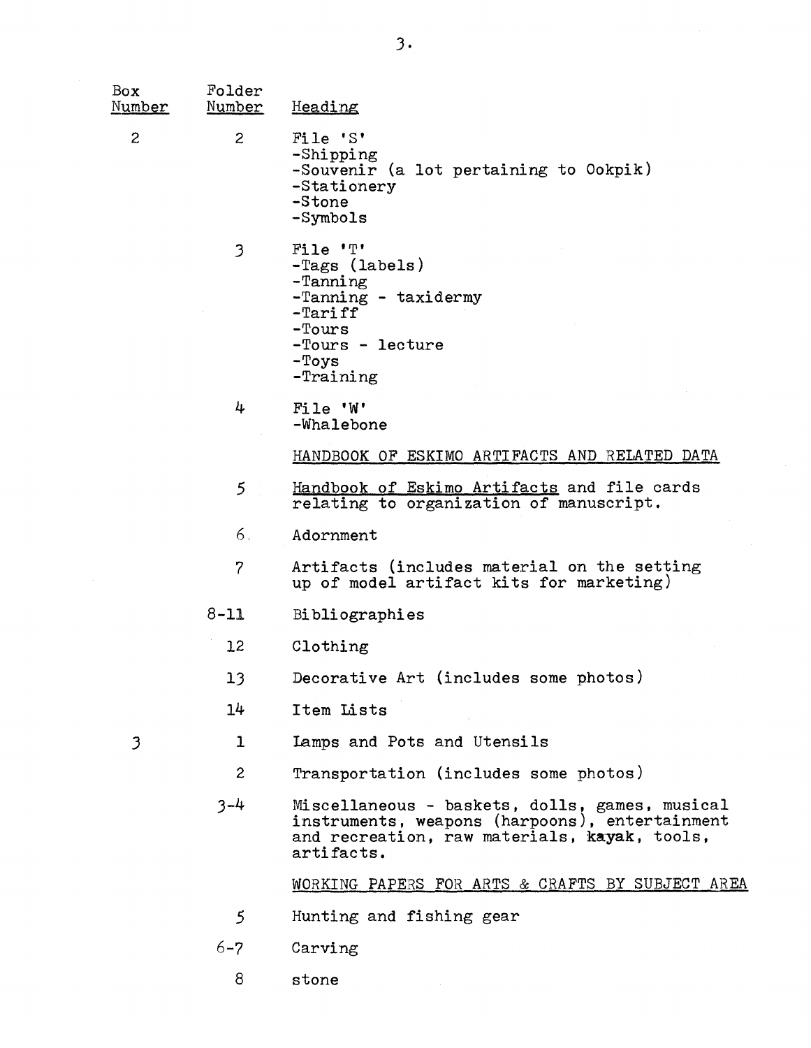| Box Number | Folder Number | Heading |
|---|---|---|
| 2 | 2 | File 'S'<br>-Shipping<br>-Souvenir (a lot pertaining to Ookpik)<br>-Stationery<br>-Stone<br>-Symbols |
| | 3 | File 'T'<br>-Tags (labels)<br>-Tanning<br>-Tanning - taxidermy<br>-Tariff<br>-Tours<br>-Tours - lecture<br>-Toys<br>-Training |
| | 4 | File 'W'<br>-Whalebone |
| | | HANDBOOK OF ESKIMO ARTIFACTS AND RELATED DATA |
| | 5 | *Handbook of Eskimo Artifacts* and file cards relating to organization of manuscript. |
| | 6 | Adornment |
| | 7 | Artifacts (includes material on the setting up of model artifact kits for marketing) |
| | 8-11 | Bibliographies |
| | 12 | Clothing |
| | 13 | Decorative Art (includes some photos) |
| | 14 | Item Lists |
| 3 | 1 | Lamps and Pots and Utensils |
| | 2 | Transportation (includes some photos) |
| | 3-4 | Miscellaneous - baskets, dolls, games, musical instruments, weapons (harpoons), entertainment and recreation, raw materials, kayak, tools, artifacts. |
| | | WORKING PAPERS FOR ARTS & CRAFTS BY SUBJECT AREA |
| | 5 | Hunting and fishing gear |
| | 6-7 | Carving |
| | 8 | stone |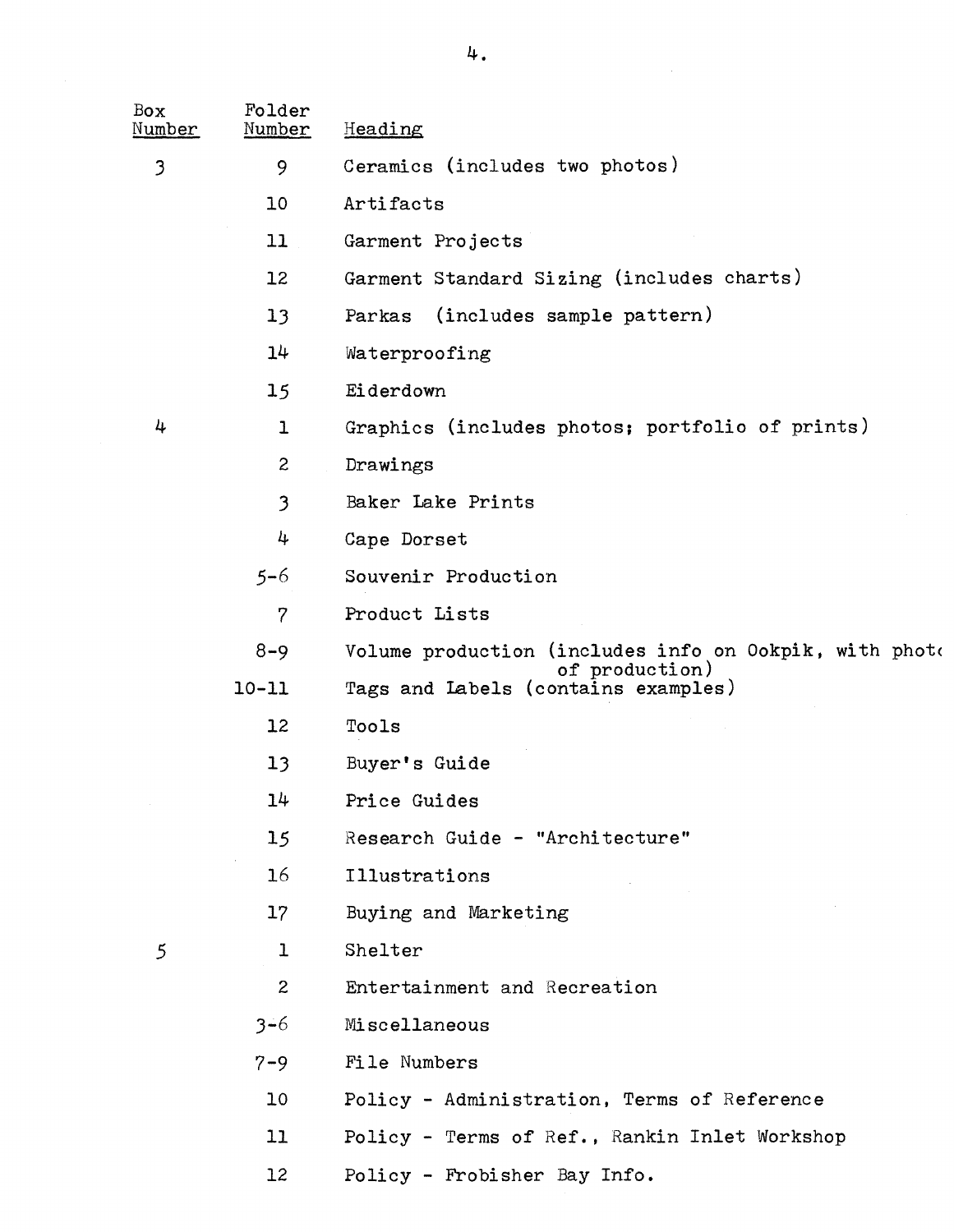| Box Number | Folder Number | Heading |
|---|---|---|
| 3 | 9 | Ceramics (includes two photos) |
| | 10 | Artifacts |
| | 11 | Garment Projects |
| | 12 | Garment Standard Sizing (includes charts) |
| | 13 | Parkas (includes sample pattern) |
| | 14 | Waterproofing |
| | 15 | Eiderdown |
| 4 | 1 | Graphics (includes photos; portfolio of prints) |
| | 2 | Drawings |
| | 3 | Baker Lake Prints |
| | 4 | Cape Dorset |
| | 5-6 | Souvenir Production |
| | 7 | Product Lists |
| | 8-9 | Volume production (includes info on Ookpik, with photo of production) |
| | 10-11 | Tags and Labels (contains examples) |
| | 12 | Tools |
| | 13 | Buyer's Guide |
| | 14 | Price Guides |
| | 15 | Research Guide - "Architecture" |
| | 16 | Illustrations |
| | 17 | Buying and Marketing |
| 5 | 1 | Shelter |
| | 2 | Entertainment and Recreation |
| | 3-6 | Miscellaneous |
| | 7-9 | File Numbers |
| | 10 | Policy - Administration, Terms of Reference |
| | 11 | Policy - Terms of Ref., Rankin Inlet Workshop |
| | 12 | Policy - Frobisher Bay Info. |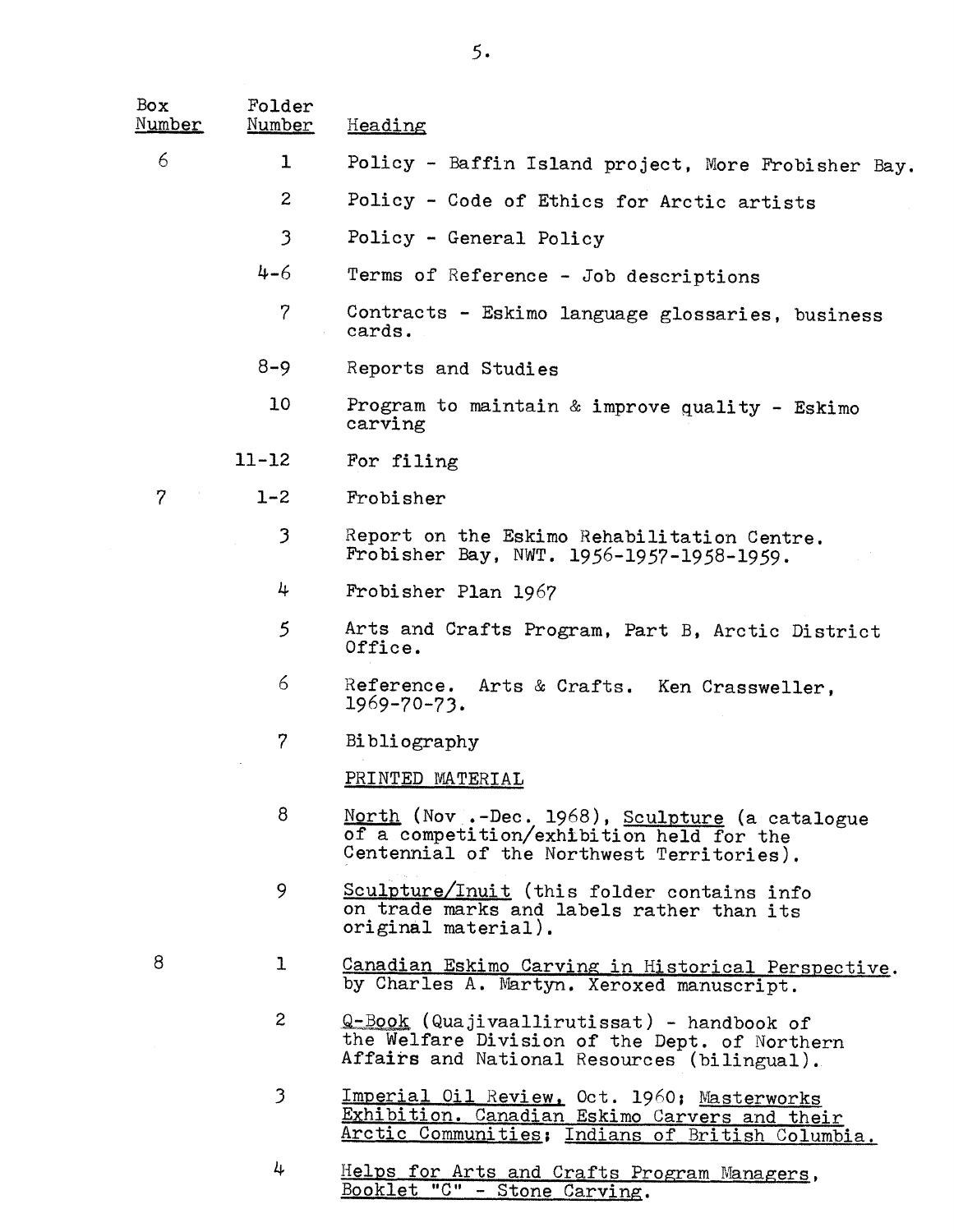| Box Number | Folder Number | Heading |
| --- | --- | --- |
| 6 | 1 | Policy - Baffin Island project, More Frobisher Bay. |
| | 2 | Policy - Code of Ethics for Arctic artists |
| | 3 | Policy - General Policy |
| | 4-6 | Terms of Reference - Job descriptions |
| | 7 | Contracts - Eskimo language glossaries, business cards. |
| | 8-9 | Reports and Studies |
| | 10 | Program to maintain & improve quality - Eskimo carving |
| | 11-12 | For filing |
| 7 | 1-2 | Frobisher |
| | 3 | Report on the Eskimo Rehabilitation Centre. Frobisher Bay, NWT. 1956-1957-1958-1959. |
| | 4 | Frobisher Plan 1967 |
| | 5 | Arts and Crafts Program, Part B, Arctic District Office. |
| | 6 | Reference. Arts & Crafts. Ken Crassweller, 1969-70-73. |
| | 7 | Bibliography |
| | | PRINTED MATERIAL |
| | 8 | North (Nov .-Dec. 1968), Sculpture (a catalogue of a competition/exhibition held for the Centennial of the Northwest Territories). |
| | 9 | Sculpture/Inuit (this folder contains info on trade marks and labels rather than its original material). |
| 8 | 1 | Canadian Eskimo Carving in Historical Perspective. by Charles A. Martyn. Xeroxed manuscript. |
| | 2 | Q-Book (Quajivaallirutissat) - handbook of the Welfare Division of the Dept. of Northern Affairs and National Resources (bilingual). |
| | 3 | Imperial Oil Review, Oct. 1960; Masterworks Exhibition. Canadian Eskimo Carvers and their Arctic Communities; Indians of British Columbia. |
| | 4 | Helps for Arts and Crafts Program Managers, Booklet "C" - Stone Carving. |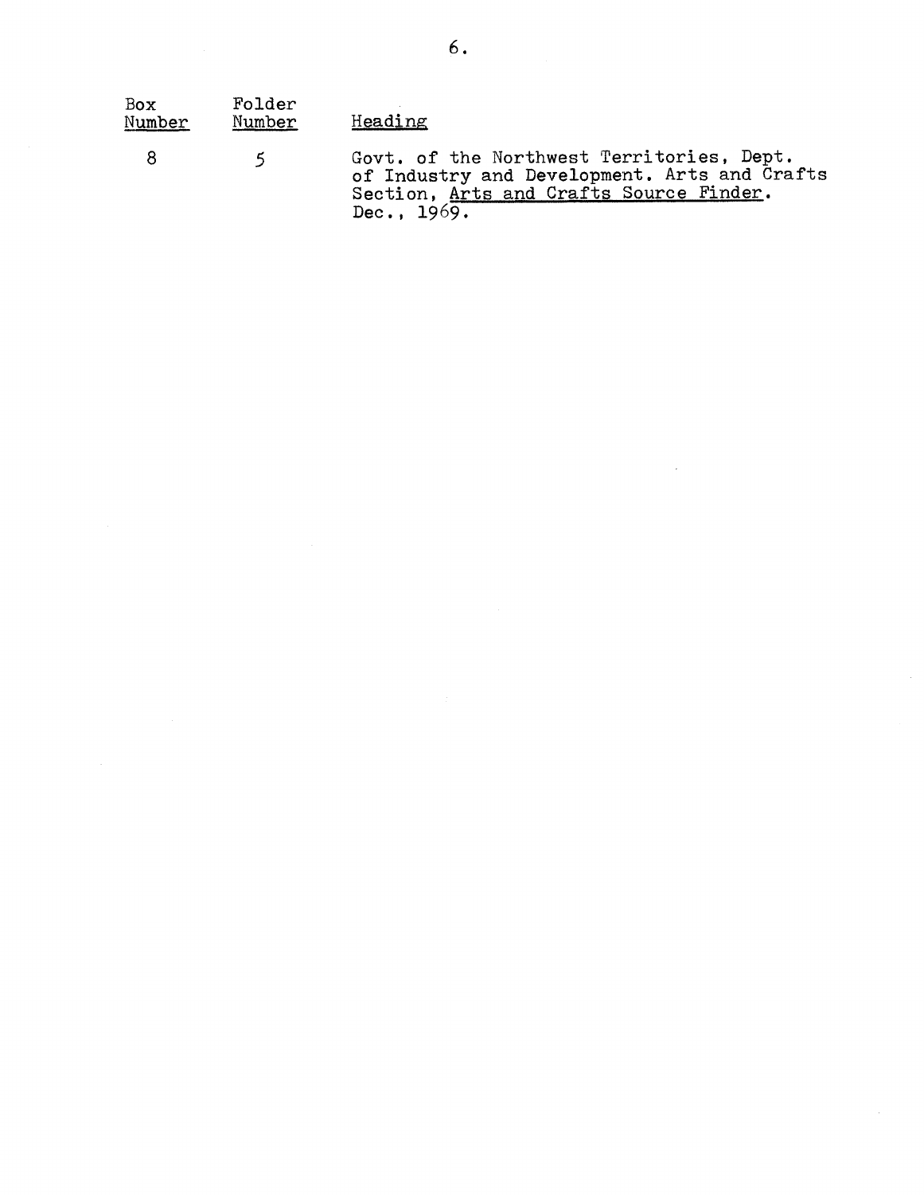| Box Number | Folder Number | Heading |
| --- | --- | --- |
| 8 | 5 | Govt. of the Northwest Territories, Dept. of Industry and Development. Arts and Crafts Section, Arts and Crafts Source Finder. Dec., 1969. |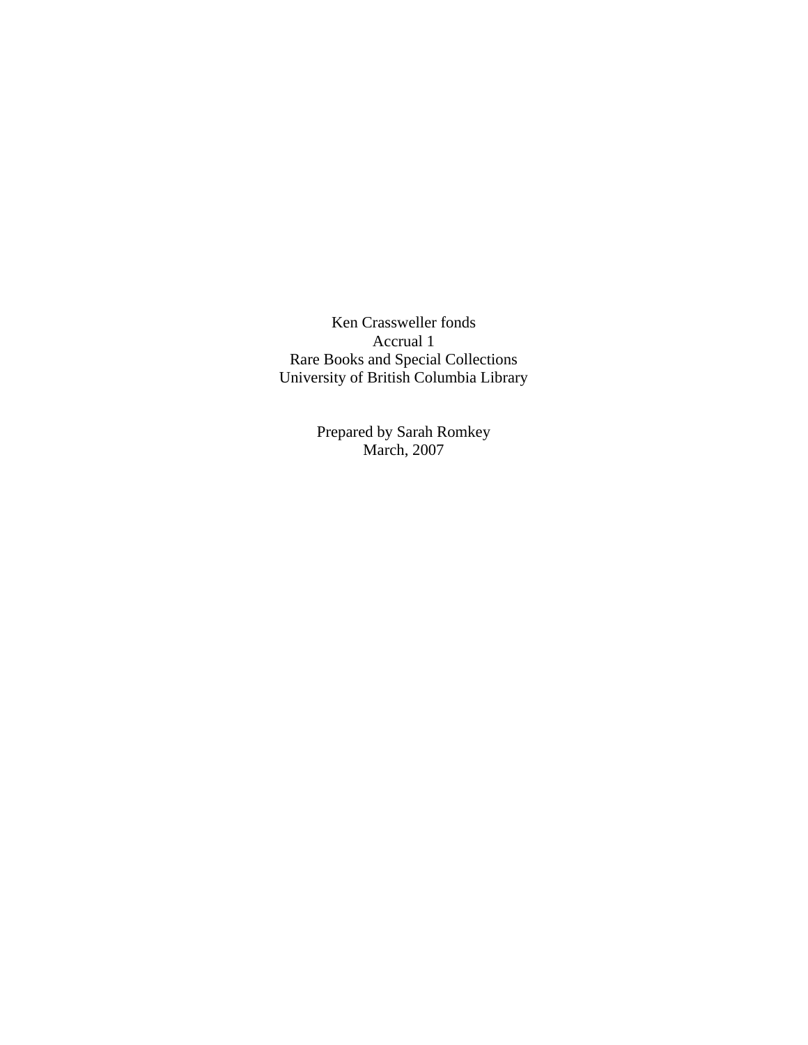Ken Crassweller fonds
Accrual 1
Rare Books and Special Collections
University of British Columbia Library

Prepared by Sarah Romkey
March, 2007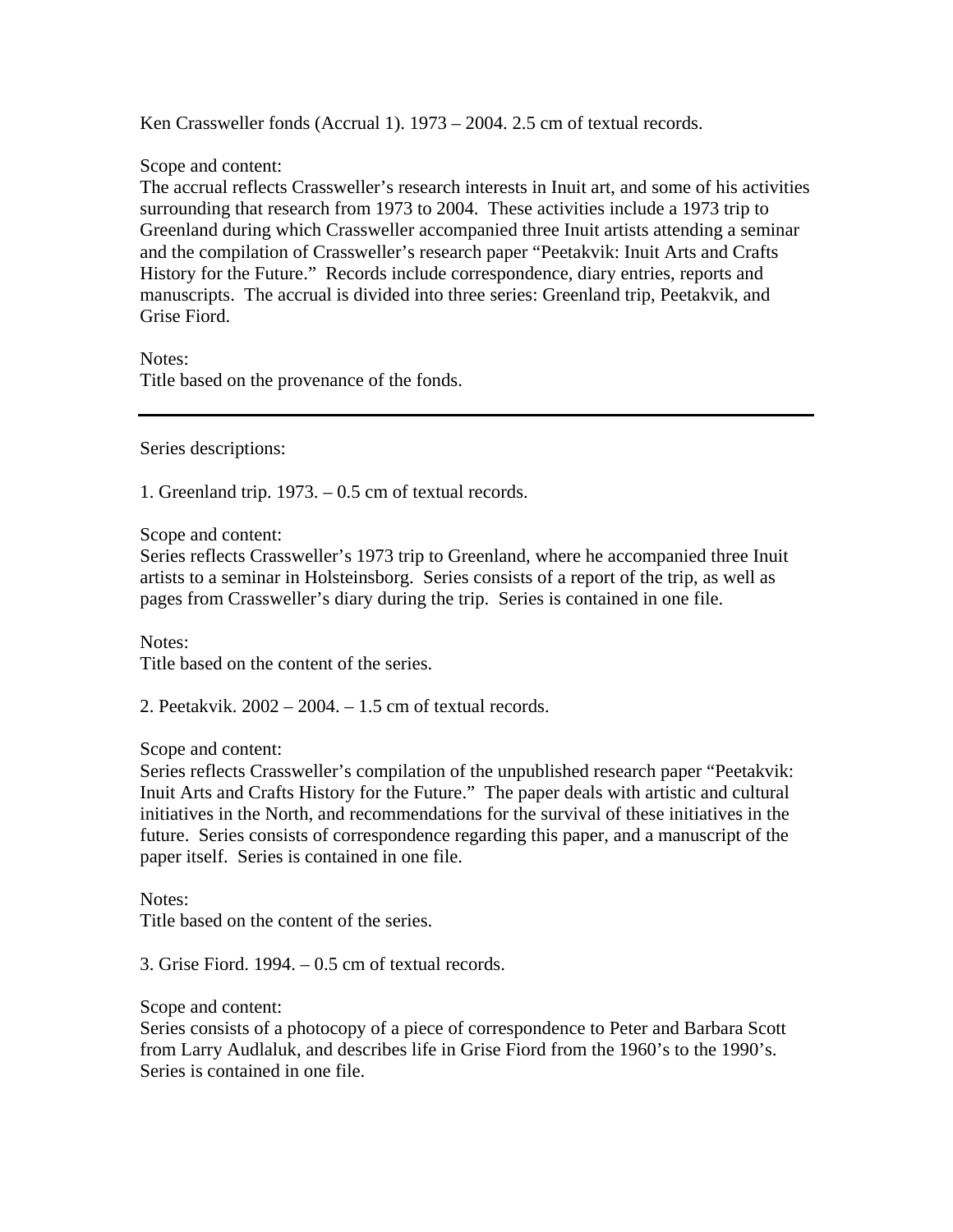Ken Crassweller fonds (Accrual 1). 1973 – 2004. 2.5 cm of textual records.

Scope and content:
The accrual reflects Crassweller's research interests in Inuit art, and some of his activities surrounding that research from 1973 to 2004. These activities include a 1973 trip to Greenland during which Crassweller accompanied three Inuit artists attending a seminar and the compilation of Crassweller's research paper "Peetakvik: Inuit Arts and Crafts History for the Future." Records include correspondence, diary entries, reports and manuscripts. The accrual is divided into three series: Greenland trip, Peetakvik, and Grise Fiord.

Notes:
Title based on the provenance of the fonds.

---

Series descriptions:

1. Greenland trip. 1973. – 0.5 cm of textual records.

Scope and content:
Series reflects Crassweller's 1973 trip to Greenland, where he accompanied three Inuit artists to a seminar in Holsteinsborg. Series consists of a report of the trip, as well as pages from Crassweller's diary during the trip. Series is contained in one file.

Notes:
Title based on the content of the series.

2. Peetakvik. 2002 – 2004. – 1.5 cm of textual records.

Scope and content:
Series reflects Crassweller's compilation of the unpublished research paper "Peetakvik: Inuit Arts and Crafts History for the Future." The paper deals with artistic and cultural initiatives in the North, and recommendations for the survival of these initiatives in the future. Series consists of correspondence regarding this paper, and a manuscript of the paper itself. Series is contained in one file.

Notes:
Title based on the content of the series.

3. Grise Fiord. 1994. – 0.5 cm of textual records.

Scope and content:
Series consists of a photocopy of a piece of correspondence to Peter and Barbara Scott from Larry Audlaluk, and describes life in Grise Fiord from the 1960's to the 1990's. Series is contained in one file.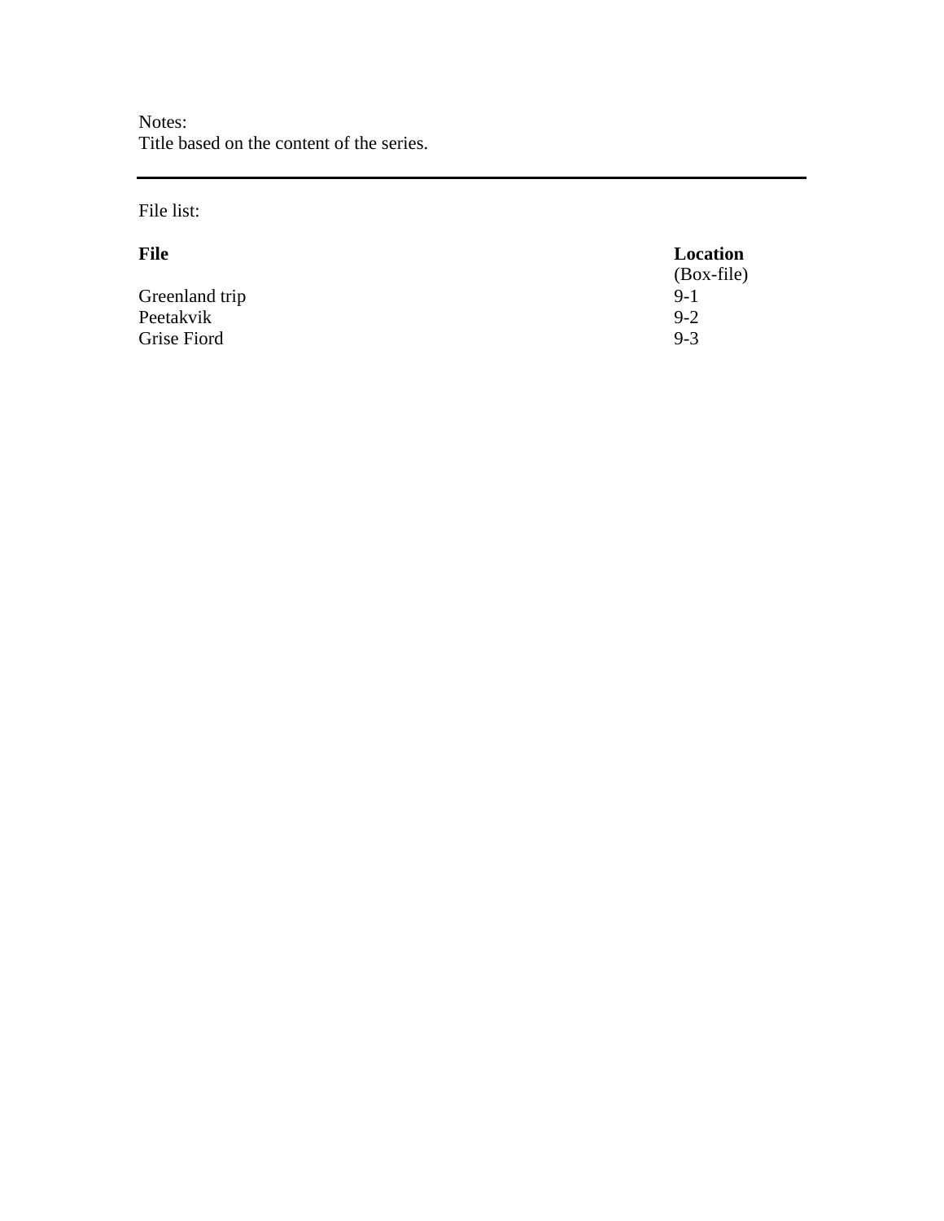Notes:
Title based on the content of the series.

---

File list:

| **File** | **Location** (Box-file) |
|---|---|
| Greenland trip | 9-1 |
| Peetakvik | 9-2 |
| Grise Fiord | 9-3 |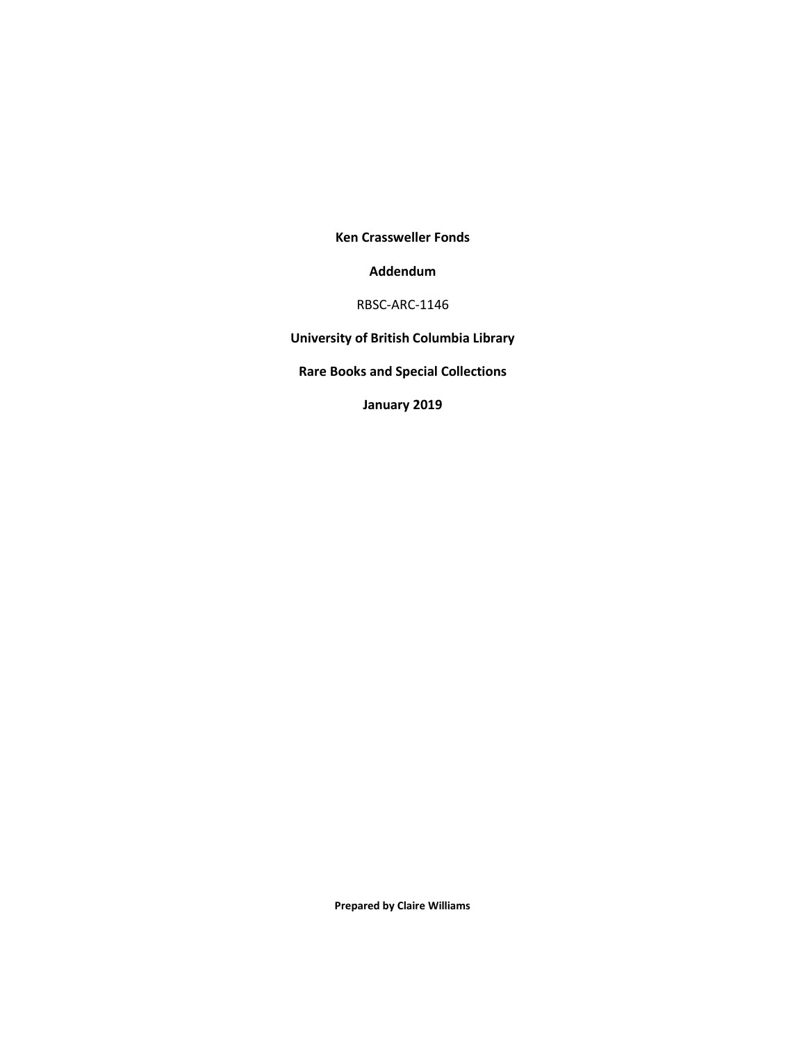**Ken Crassweller Fonds**

**Addendum**

RBSC-ARC-1146

**University of British Columbia Library**

**Rare Books and Special Collections**

**January 2019**

**Prepared by Claire Williams**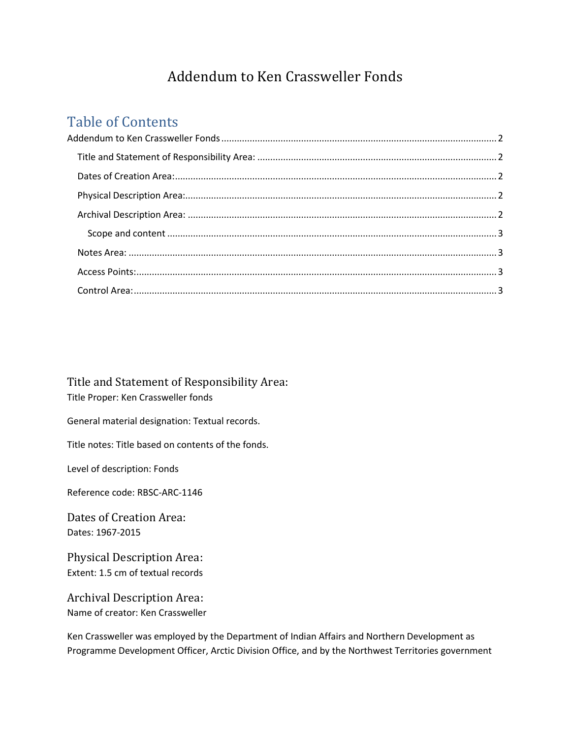# Addendum to Ken Crassweller Fonds

## Table of Contents

Addendum to Ken Crassweller Fonds ........................................................................................................ 2

Title and Statement of Responsibility Area: ........................................................................................... 2

Dates of Creation Area:........................................................................................................................... 2

Physical Description Area:....................................................................................................................... 2

Archival Description Area: ...................................................................................................................... 2

Scope and content ............................................................................................................................. 3

Notes Area: ............................................................................................................................................. 3

Access Points:.......................................................................................................................................... 3

Control Area:........................................................................................................................................... 3

## Title and Statement of Responsibility Area:

Title Proper: Ken Crassweller fonds

General material designation: Textual records.

Title notes: Title based on contents of the fonds.

Level of description: Fonds

Reference code: RBSC-ARC-1146

## Dates of Creation Area:

Dates: 1967-2015

## Physical Description Area:

Extent: 1.5 cm of textual records

## Archival Description Area:

Name of creator: Ken Crassweller

Ken Crassweller was employed by the Department of Indian Affairs and Northern Development as Programme Development Officer, Arctic Division Office, and by the Northwest Territories government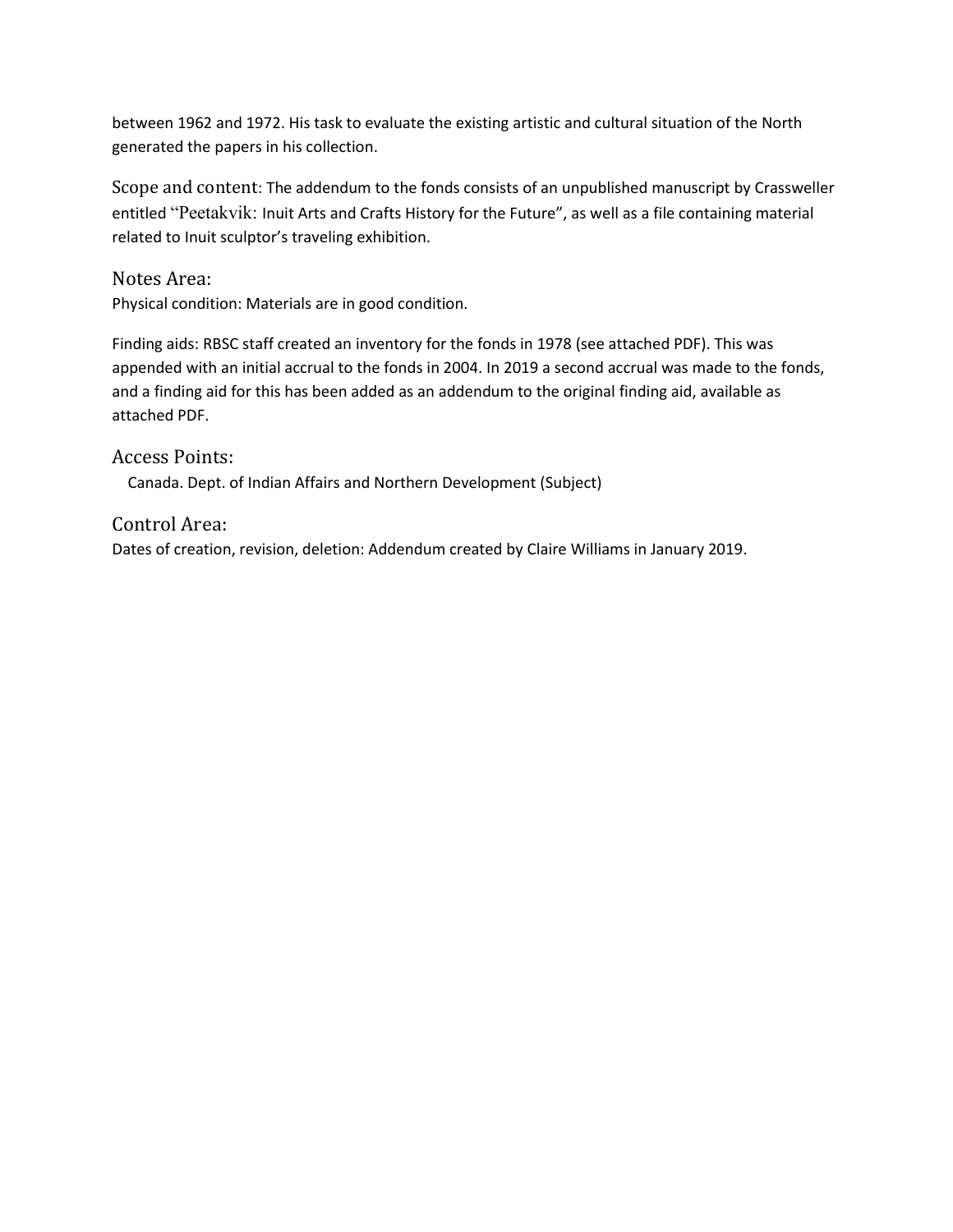between 1962 and 1972. His task to evaluate the existing artistic and cultural situation of the North generated the papers in his collection.

Scope and content: The addendum to the fonds consists of an unpublished manuscript by Crassweller entitled "Peetakvik: Inuit Arts and Crafts History for the Future", as well as a file containing material related to Inuit sculptor's traveling exhibition.

## Notes Area:

Physical condition: Materials are in good condition.

Finding aids: RBSC staff created an inventory for the fonds in 1978 (see attached PDF). This was appended with an initial accrual to the fonds in 2004. In 2019 a second accrual was made to the fonds, and a finding aid for this has been added as an addendum to the original finding aid, available as attached PDF.

## Access Points:

Canada. Dept. of Indian Affairs and Northern Development (Subject)

## Control Area:

Dates of creation, revision, deletion: Addendum created by Claire Williams in January 2019.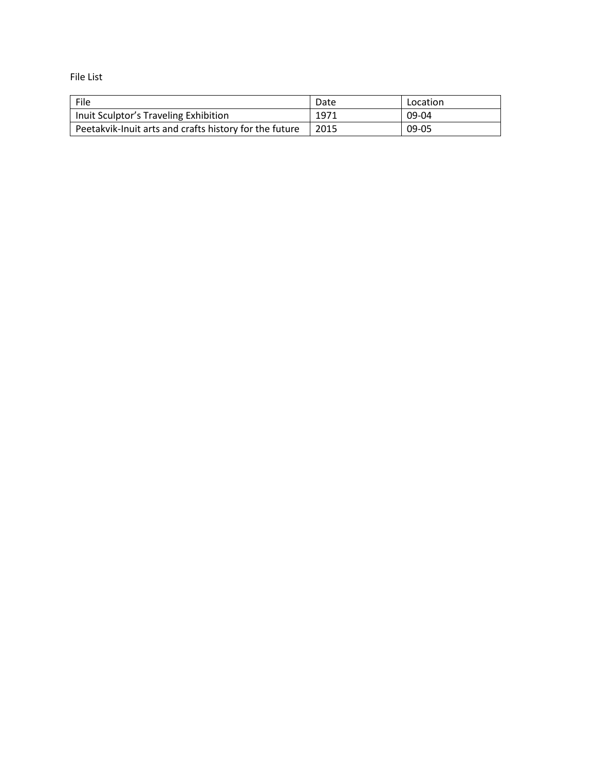File List

| File | Date | Location |
| --- | --- | --- |
| Inuit Sculptor’s Traveling Exhibition | 1971 | 09-04 |
| Peetakvik-Inuit arts and crafts history for the future | 2015 | 09-05 |